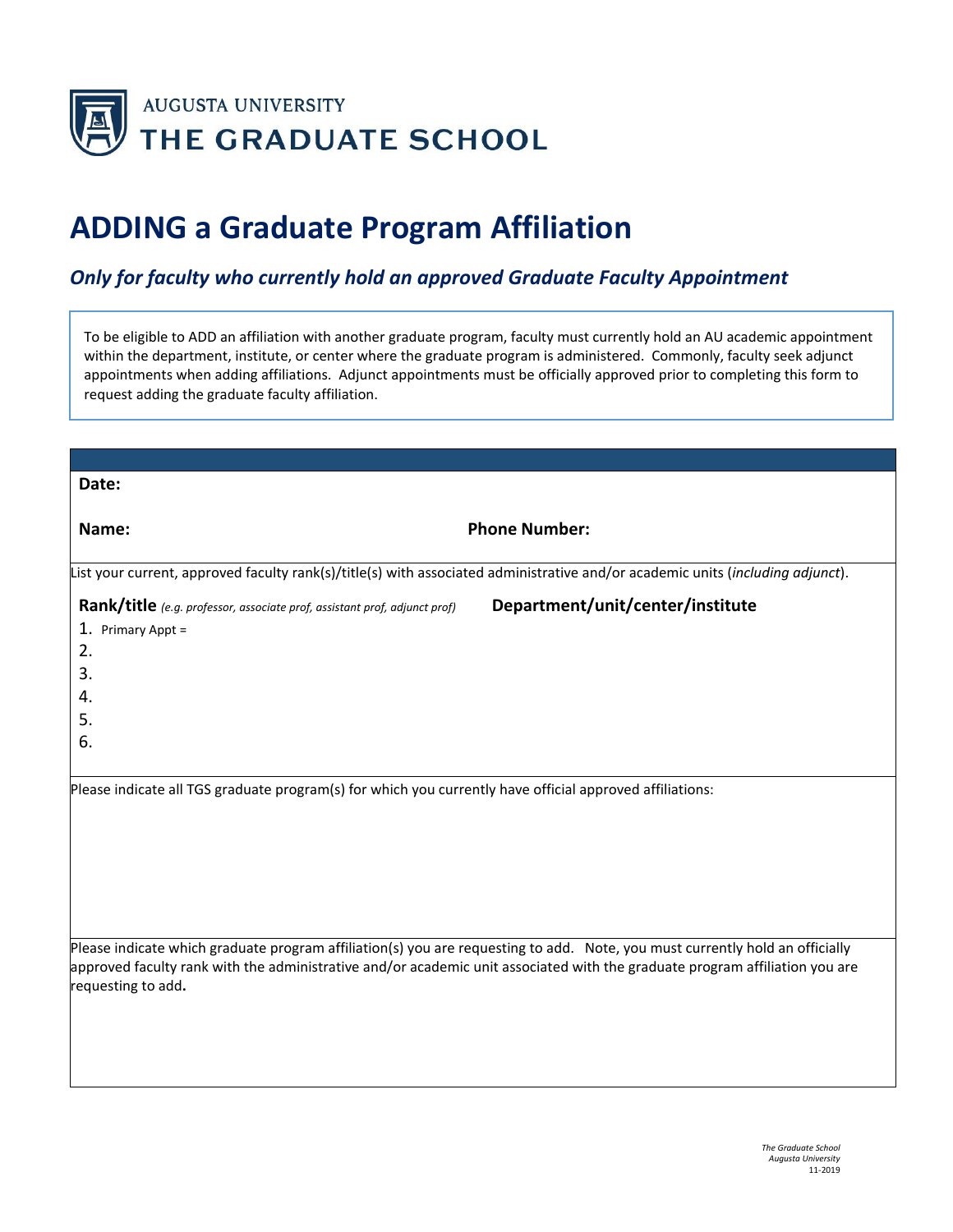AUGUSTA UNIVERSITY
THE GRADUATE SCHOOL

# ADDING a Graduate Program Affiliation

## *Only for faculty who currently hold an approved Graduate Faculty Appointment*

To be eligible to ADD an affiliation with another graduate program, faculty must currently hold an AU academic appointment within the department, institute, or center where the graduate program is administered. Commonly, faculty seek adjunct appointments when adding affiliations. Adjunct appointments must be officially approved prior to completing this form to request adding the graduate faculty affiliation.

**Date:**

**Name:** **Phone Number:**

List your current, approved faculty rank(s)/title(s) with associated administrative and/or academic units (*including adjunct*).

| **Rank/title** *(e.g. professor, associate prof, assistant prof, adjunct prof)* | **Department/unit/center/institute** |
|---|---|
| 1. Primary Appt = | |
| 2. | |
| 3. | |
| 4. | |
| 5. | |
| 6. | |

Please indicate all TGS graduate program(s) for which you currently have official approved affiliations:

Please indicate which graduate program affiliation(s) you are requesting to add. Note, you must currently hold an officially approved faculty rank with the administrative and/or academic unit associated with the graduate program affiliation you are requesting to add**.**

*The Graduate School*
*Augusta University*
11-2019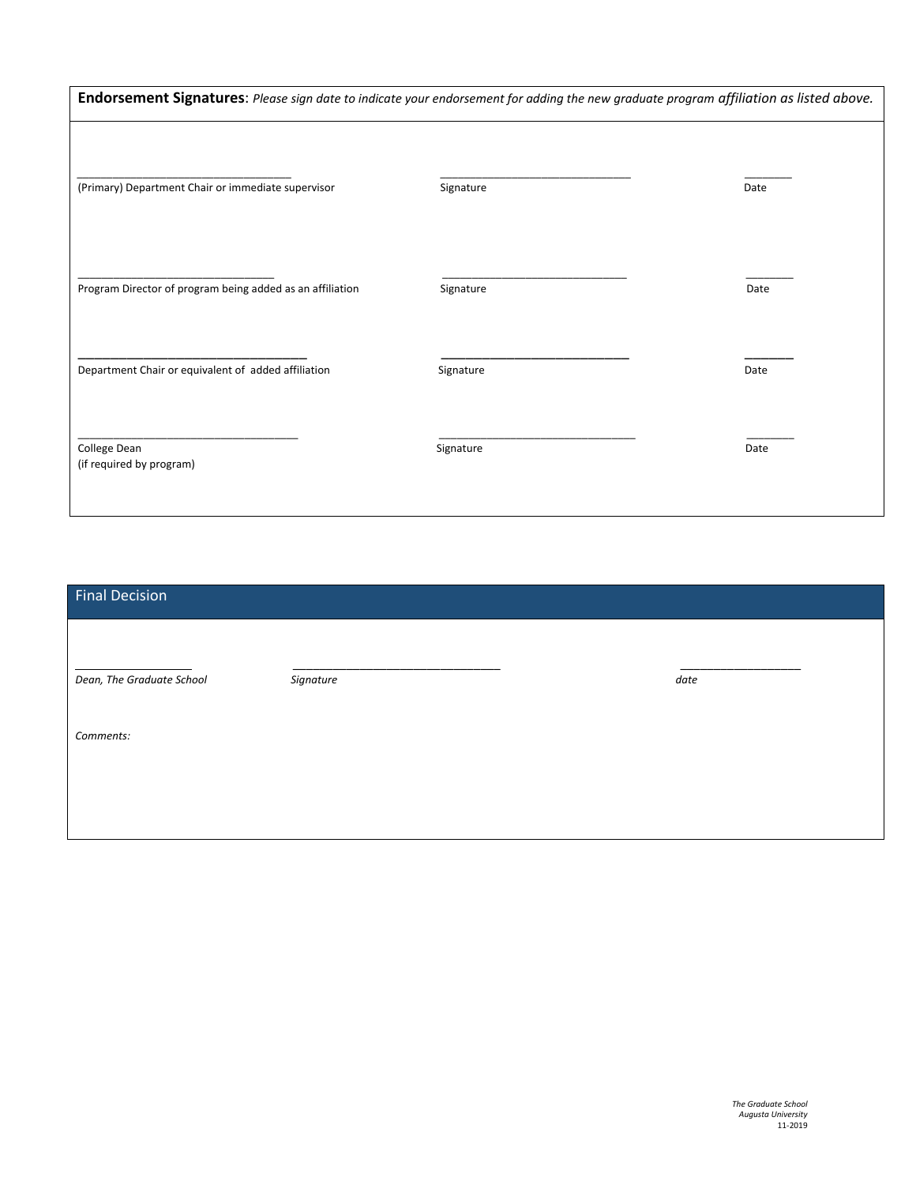**Endorsement Signatures**: *Please sign date to indicate your endorsement for adding the new graduate program affiliation as listed above.*

| | | |
|---|---|---|
| ______________________________ | ______________________________ | ________ |
| (Primary) Department Chair or immediate supervisor | Signature | Date |
| ______________________________ | ______________________________ | ________ |
| Program Director of program being added as an affiliation | Signature | Date |
| ______________________________ | ______________________________ | ________ |
| Department Chair or equivalent of added affiliation | Signature | Date |
| ______________________________ | ______________________________ | ________ |
| College Dean (if required by program) | Signature | Date |

## Final Decision

| | | |
|---|---|---|
| ________________ | ______________________________ | ________________ |
| *Dean, The Graduate School* | *Signature* | *date* |

*Comments:*

*The Graduate School*
*Augusta University*
11-2019